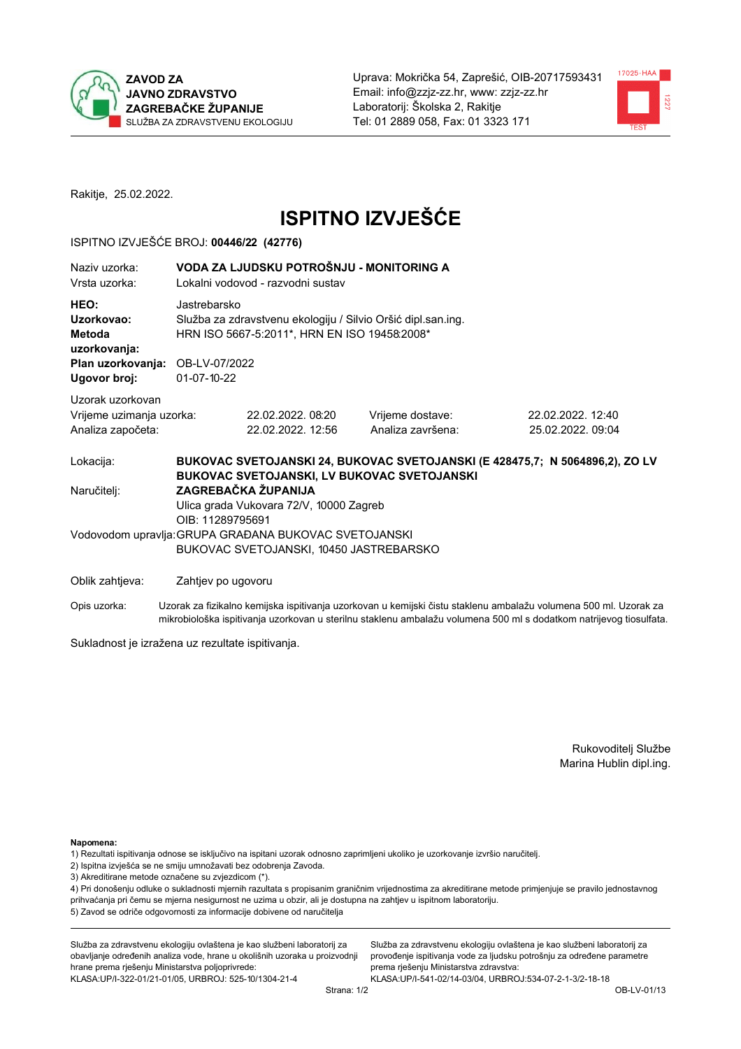**ZAVOD ZA JAVNO ZDRAVSTVO ZAGREBAČKE ŽUPANIJE**
SLUŽBA ZA ZDRAVSTVENU EKOLOGIJU

Uprava: Mokrička 54, Zaprešić, OIB-20717593431
Email: info@zzjz-zz.hr, www: zzjz-zz.hr
Laboratorij: Školska 2, Rakitje
Tel: 01 2889 058, Fax: 01 3323 171

17025 HAA 1227 TEST

Rakitje, 25.02.2022.

# ISPITNO IZVJEŠĆE

ISPITNO IZVJEŠĆE BROJ: **00446/22 (42776)**

| | |
|---|---|
| Naziv uzorka: | **VODA ZA LJUDSKU POTROŠNJU - MONITORING A** |
| Vrsta uzorka: | Lokalni vodovod - razvodni sustav |
| **HEO:** | Jastrebarsko |
| **Uzorkovao:** | Služba za zdravstvenu ekologiju / Silvio Oršić dipl.san.ing. |
| **Metoda uzorkovanja:** | HRN ISO 5667-5:2011*, HRN EN ISO 19458:2008* |
| **Plan uzorkovanja:** | OB-LV-07/2022 |
| **Ugovor broj:** | 01-07-10-22 |

Uzorak uzorkovan

| | | | |
|---|---|---|---|
| Vrijeme uzimanja uzorka: | 22.02.2022. 08:20 | Vrijeme dostave: | 22.02.2022. 12:40 |
| Analiza započeta: | 22.02.2022. 12:56 | Analiza završena: | 25.02.2022. 09:04 |

| | |
|---|---|
| Lokacija: | **BUKOVAC SVETOJANSKI 24, BUKOVAC SVETOJANSKI (E 428475,7; N 5064896,2), ZO LV BUKOVAC SVETOJANSKI, LV BUKOVAC SVETOJANSKI** |
| Naručitelj: | **ZAGREBAČKA ŽUPANIJA**<br>Ulica grada Vukovara 72/V, 10000 Zagreb<br>OIB: 11289795691 |
| Vodovodom upravlja: | GRUPA GRAĐANA BUKOVAC SVETOJANSKI<br>BUKOVAC SVETOJANSKI, 10450 JASTREBARSKO |
| Oblik zahtjeva: | Zahtjev po ugovoru |
| Opis uzorka: | Uzorak za fizikalno kemijska ispitivanja uzorkovan u kemijski čistu staklenu ambalažu volumena 500 ml. Uzorak za mikrobiološka ispitivanja uzorkovan u sterilnu staklenu ambalažu volumena 500 ml s dodatkom natrijevog tiosulfata. |

Sukladnost je izražena uz rezultate ispitivanja.

Rukovoditelj Službe
Marina Hublin dipl.ing.

**Napomena:**
1) Rezultati ispitivanja odnose se isključivo na ispitani uzorak odnosno zaprimljeni ukoliko je uzorkovanje izvršio naručitelj.
2) Ispitna izvješća se ne smiju umnožavati bez odobrenja Zavoda.
3) Akreditirane metode označene su zvjezdicom (*).
4) Pri donošenju odluke o sukladnosti mjernih rezultata s propisanim graničnim vrijednostima za akreditirane metode primjenjuje se pravilo jednostavnog prihvaćanja pri čemu se mjerna nesigurnost ne uzima u obzir, ali je dostupna na zahtjev u ispitnom laboratoriju.
5) Zavod se odriče odgovornosti za informacije dobivene od naručitelja

Služba za zdravstvenu ekologiju ovlaštena je kao službeni laboratorij za obavljanje određenih analiza vode, hrane u okolišnih uzoraka u proizvodnji hrane prema rješenju Ministarstva poljoprivrede:
KLASA:UP/I-322-01/21-01/05, URBROJ: 525-10/1304-21-4

Služba za zdravstvenu ekologiju ovlaštena je kao službeni laboratorij za provođenje ispitivanja vode za ljudsku potrošnju za određene parametre prema rješenju Ministarstva zdravstva:
KLASA:UP/I-541-02/14-03/04, URBROJ:534-07-2-1-3/2-18-18

OB-LV-01/13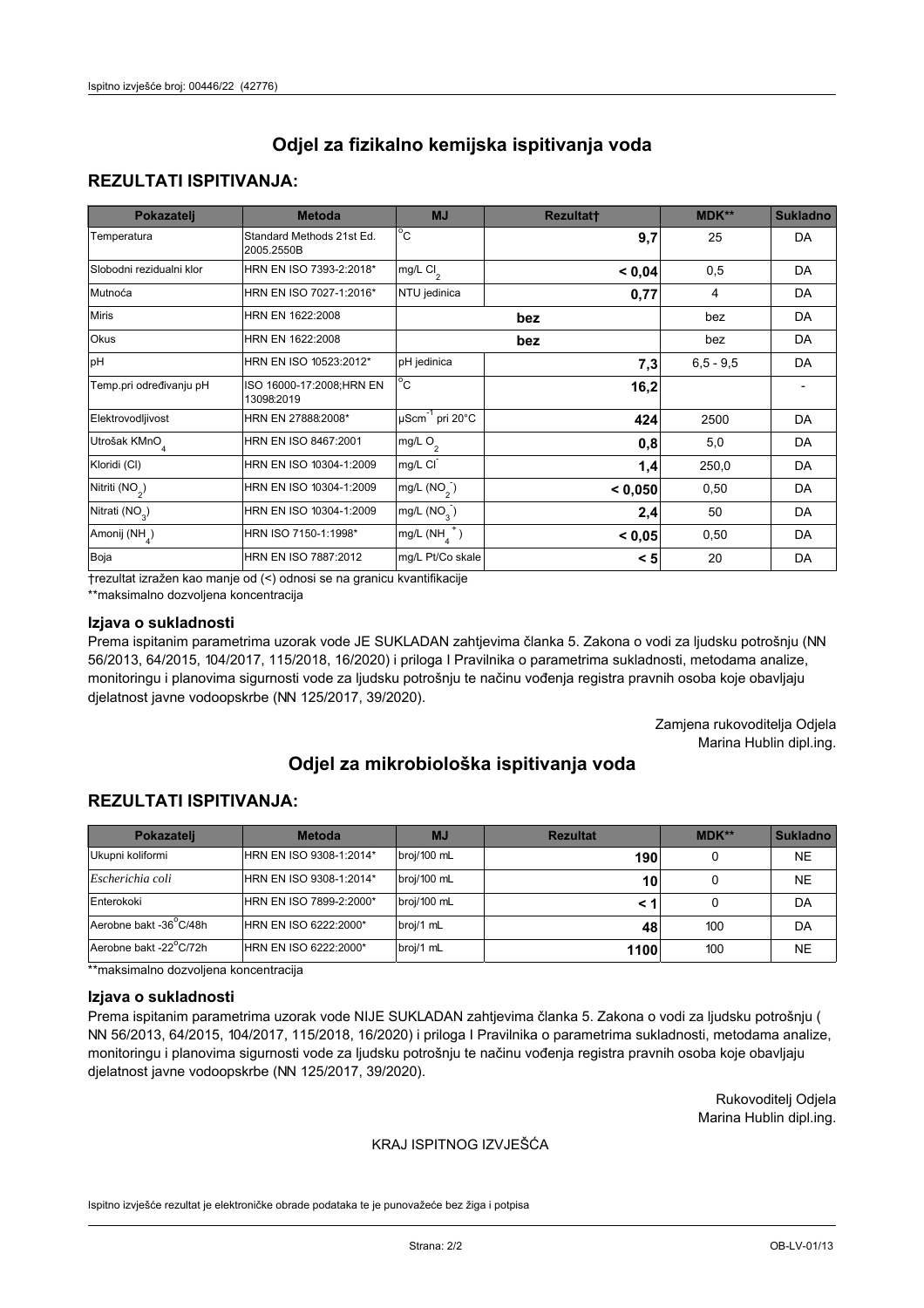# Odjel za fizikalno kemijska ispitivanja voda

## REZULTATI ISPITIVANJA:

| Pokazatelj | Metoda | MJ | Rezultat† | MDK** | Sukladno |
|---|---|---|---|---|---|
| Temperatura | Standard Methods 21st Ed. 2005.2550B | °C | 9,7 | 25 | DA |
| Slobodni rezidualni klor | HRN EN ISO 7393-2:2018* | mg/L $Cl_2$ | < 0,04 | 0,5 | DA |
| Mutnoća | HRN EN ISO 7027-1:2016* | NTU jedinica | 0,77 | 4 | DA |
| Miris | HRN EN 1622:2008 | bez | | bez | DA |
| Okus | HRN EN 1622:2008 | bez | | bez | DA |
| pH | HRN EN ISO 10523:2012* | pH jedinica | 7,3 | 6,5 - 9,5 | DA |
| Temp.pri određivanju pH | ISO 16000-17:2008;HRN EN 13098:2019 | °C | 16,2 | | - |
| Elektrovodljivost | HRN EN 27888:2008* | $\mu Scm^{-1}$ pri 20°C | 424 | 2500 | DA |
| Utrošak $KMnO_4$ | HRN EN ISO 8467:2001 | mg/L $O_2$ | 0,8 | 5,0 | DA |
| Kloridi (Cl) | HRN EN ISO 10304-1:2009 | mg/L $Cl^-$ | 1,4 | 250,0 | DA |
| Nitriti ($NO_2$) | HRN EN ISO 10304-1:2009 | mg/L ($NO_2^-$) | < 0,050 | 0,50 | DA |
| Nitrati ($NO_3$) | HRN EN ISO 10304-1:2009 | mg/L ($NO_3^-$) | 2,4 | 50 | DA |
| Amonij ($NH_4$) | HRN ISO 7150-1:1998* | mg/L ($NH_4^+$) | < 0,05 | 0,50 | DA |
| Boja | HRN EN ISO 7887:2012 | mg/L Pt/Co skale | < 5 | 20 | DA |

†rezultat izražen kao manje od (<) odnosi se na granicu kvantifikacije

**maksimalno dozvoljena koncentracija

### Izjava o sukladnosti

Prema ispitanim parametrima uzorak vode JE SUKLADAN zahtjevima članka 5. Zakona o vodi za ljudsku potrošnju (NN 56/2013, 64/2015, 104/2017, 115/2018, 16/2020) i priloga I Pravilnika o parametrima sukladnosti, metodama analize, monitoringu i planovima sigurnosti vode za ljudsku potrošnju te načinu vođenja registra pravnih osoba koje obavljaju djelatnost javne vodoopskrbe (NN 125/2017, 39/2020).

Zamjena rukovoditelja Odjela
Marina Hublin dipl.ing.

# Odjel za mikrobiološka ispitivanja voda

## REZULTATI ISPITIVANJA:

| Pokazatelj | Metoda | MJ | Rezultat | MDK** | Sukladno |
|---|---|---|---|---|---|
| Ukupni koliformi | HRN EN ISO 9308-1:2014* | broj/100 mL | 190 | 0 | NE |
| *Escherichia coli* | HRN EN ISO 9308-1:2014* | broj/100 mL | 10 | 0 | NE |
| Enterokoki | HRN EN ISO 7899-2:2000* | broj/100 mL | < 1 | 0 | DA |
| Aerobne bakt -36°C/48h | HRN EN ISO 6222:2000* | broj/1 mL | 48 | 100 | DA |
| Aerobne bakt -22°C/72h | HRN EN ISO 6222:2000* | broj/1 mL | 1100 | 100 | NE |

**maksimalno dozvoljena koncentracija

### Izjava o sukladnosti

Prema ispitanim parametrima uzorak vode NIJE SUKLADAN zahtjevima članka 5. Zakona o vodi za ljudsku potrošnju ( NN 56/2013, 64/2015, 104/2017, 115/2018, 16/2020) i priloga I Pravilnika o parametrima sukladnosti, metodama analize, monitoringu i planovima sigurnosti vode za ljudsku potrošnju te načinu vođenja registra pravnih osoba koje obavljaju djelatnost javne vodoopskrbe (NN 125/2017, 39/2020).

Rukovoditelj Odjela
Marina Hublin dipl.ing.

KRAJ ISPITNOG IZVJEŠĆA

Ispitno izvješće rezultat je elektroničke obrade podataka te je punovažeće bez žiga i potpisa